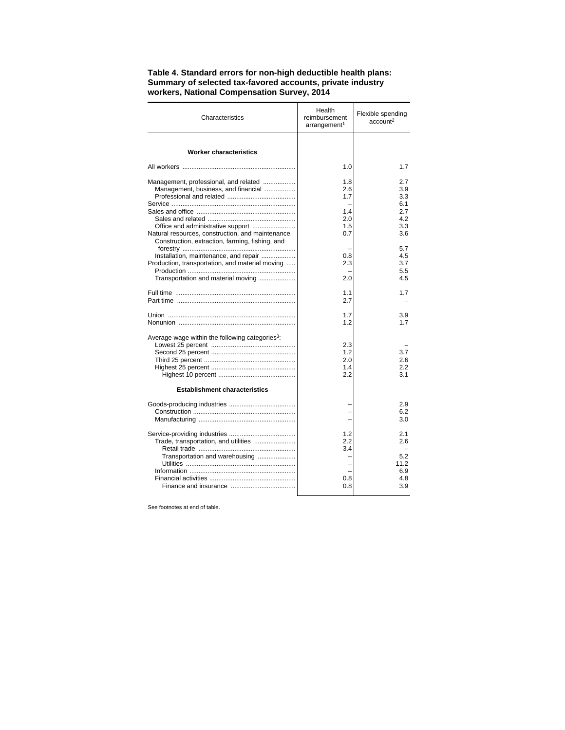**Table 4. Standard errors for non-high deductible health plans: Summary of selected tax-favored accounts, private industry workers, National Compensation Survey, 2014**

| Characteristics | Health reimbursement arrangement[1] | Flexible spending account[2] |
|---|---|---|
| **Worker characteristics** | | |
| All workers | 1.0 | 1.7 |
| Management, professional, and related | 1.8 | 2.7 |
| Management, business, and financial | 2.6 | 3.9 |
| Professional and related | 1.7 | 3.3 |
| Service | – | 6.1 |
| Sales and office | 1.4 | 2.7 |
| Sales and related | 2.0 | 4.2 |
| Office and administrative support | 1.5 | 3.3 |
| Natural resources, construction, and maintenance | 0.7 | 3.6 |
| Construction, extraction, farming, fishing, and forestry | – | 5.7 |
| Installation, maintenance, and repair | 0.8 | 4.5 |
| Production, transportation, and material moving | 2.3 | 3.7 |
| Production | – | 5.5 |
| Transportation and material moving | 2.0 | 4.5 |
| Full time | 1.1 | 1.7 |
| Part time | 2.7 | – |
| Union | 1.7 | 3.9 |
| Nonunion | 1.2 | 1.7 |
| Average wage within the following categories[3]: | | |
| Lowest 25 percent | 2.3 | – |
| Second 25 percent | 1.2 | 3.7 |
| Third 25 percent | 2.0 | 2.6 |
| Highest 25 percent | 1.4 | 2.2 |
| Highest 10 percent | 2.2 | 3.1 |
| **Establishment characteristics** | | |
| Goods-producing industries | – | 2.9 |
| Construction | – | 6.2 |
| Manufacturing | – | 3.0 |
| Service-providing industries | 1.2 | 2.1 |
| Trade, transportation, and utilities | 2.2 | 2.6 |
| Retail trade | 3.4 | – |
| Transportation and warehousing | – | 5.2 |
| Utilities | – | 11.2 |
| Information | – | 6.9 |
| Financial activities | 0.8 | 4.8 |
| Finance and insurance | 0.8 | 3.9 |

See footnotes at end of table.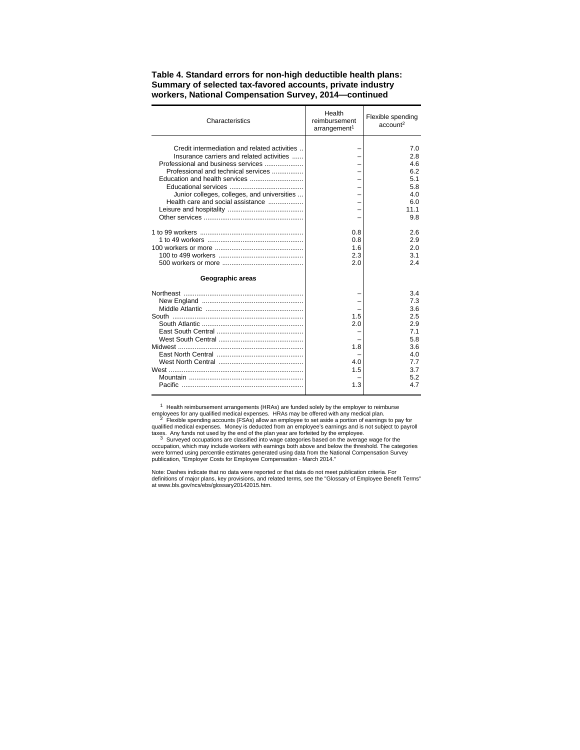**Table 4. Standard errors for non-high deductible health plans: Summary of selected tax-favored accounts, private industry workers, National Compensation Survey, 2014—continued**

| Characteristics | Health reimbursement arrangement[1] | Flexible spending account[2] |
|---|---|---|
| Credit intermediation and related activities | – | 7.0 |
| Insurance carriers and related activities | – | 2.8 |
| Professional and business services | – | 4.6 |
| Professional and technical services | – | 6.2 |
| Education and health services | – | 5.1 |
| Educational services | – | 5.8 |
| Junior colleges, colleges, and universities | – | 4.0 |
| Health care and social assistance | – | 6.0 |
| Leisure and hospitality | – | 11.1 |
| Other services | – | 9.8 |
| 1 to 99 workers | 0.8 | 2.6 |
| 1 to 49 workers | 0.8 | 2.9 |
| 100 workers or more | 1.6 | 2.0 |
| 100 to 499 workers | 2.3 | 3.1 |
| 500 workers or more | 2.0 | 2.4 |
| **Geographic areas** | | |
| Northeast | – | 3.4 |
| New England | – | 7.3 |
| Middle Atlantic | – | 3.6 |
| South | 1.5 | 2.5 |
| South Atlantic | 2.0 | 2.9 |
| East South Central | – | 7.1 |
| West South Central | – | 5.8 |
| Midwest | 1.8 | 3.6 |
| East North Central | – | 4.0 |
| West North Central | 4.0 | 7.7 |
| West | 1.5 | 3.7 |
| Mountain | – | 5.2 |
| Pacific | 1.3 | 4.7 |

[1] Health reimbursement arrangements (HRAs) are funded solely by the employer to reimburse employees for any qualified medical expenses. HRAs may be offered with any medical plan.

[2] Flexible spending accounts (FSAs) allow an employee to set aside a portion of earnings to pay for qualified medical expenses. Money is deducted from an employee's earnings and is not subject to payroll taxes. Any funds not used by the end of the plan year are forfeited by the employee.

[3] Surveyed occupations are classified into wage categories based on the average wage for the occupation, which may include workers with earnings both above and below the threshold. The categories were formed using percentile estimates generated using data from the National Compensation Survey publication, "Employer Costs for Employee Compensation - March 2014."

Note: Dashes indicate that no data were reported or that data do not meet publication criteria. For definitions of major plans, key provisions, and related terms, see the "Glossary of Employee Benefit Terms" at www.bls.gov/ncs/ebs/glossary20142015.htm.